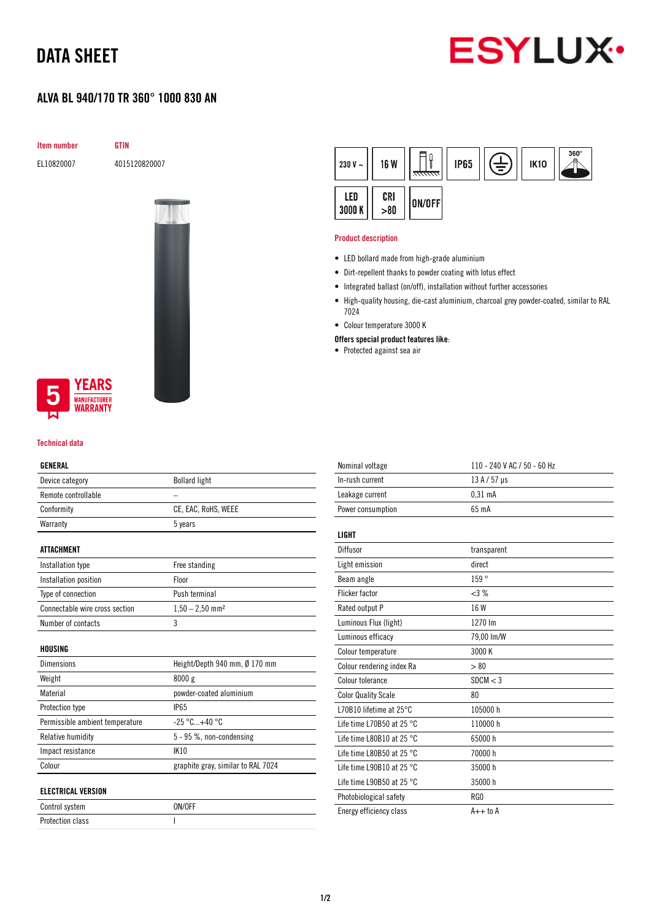# DATA SHEET

## ALVA BL 940/170 TR 360° 1000 830 AN

| Item number | GTIN |
|---|---|
| EL10820007 | 4015120820007 |

230 V ~ | 16 W | IP65 | IK10 | 360° | LED 3000 K | CRI >80 | ON/OFF

5 YEARS MANUFACTURER WARRANTY

### Product description

- LED bollard made from high-grade aluminium
- Dirt-repellent thanks to powder coating with lotus effect
- Integrated ballast (on/off), installation without further accessories
- High-quality housing, die-cast aluminium, charcoal grey powder-coated, similar to RAL 7024
- Colour temperature 3000 K

**Offers special product features like:**

- Protected against sea air

### Technical data

| GENERAL | |
|---|---|
| Device category | Bollard light |
| Remote controllable | – |
| Conformity | CE, EAC, RoHS, WEEE |
| Warranty | 5 years |

| ATTACHMENT | |
|---|---|
| Installation type | Free standing |
| Installation position | Floor |
| Type of connection | Push terminal |
| Connectable wire cross section | 1,50 – 2,50 mm² |
| Number of contacts | 3 |

| HOUSING | |
|---|---|
| Dimensions | Height/Depth 940 mm, Ø 170 mm |
| Weight | 8000 g |
| Material | powder-coated aluminium |
| Protection type | IP65 |
| Permissible ambient temperature | -25 °C...+40 °C |
| Relative humidity | 5 - 95 %, non-condensing |
| Impact resistance | IK10 |
| Colour | graphite gray, similar to RAL 7024 |

| ELECTRICAL VERSION | |
|---|---|
| Control system | ON/OFF |
| Protection class | I |
| Nominal voltage | 110 - 240 V AC / 50 - 60 Hz |
| In-rush current | 13 A / 57 µs |
| Leakage current | 0,31 mA |
| Power consumption | 65 mA |

| LIGHT | |
|---|---|
| Diffusor | transparent |
| Light emission | direct |
| Beam angle | 159 ° |
| Flicker factor | <3 % |
| Rated output P | 16 W |
| Luminous Flux (light) | 1270 lm |
| Luminous efficacy | 79,00 lm/W |
| Colour temperature | 3000 K |
| Colour rendering index Ra | > 80 |
| Colour tolerance | SDCM < 3 |
| Color Quality Scale | 80 |
| L70B10 lifetime at 25°C | 105000 h |
| Life time L70B50 at 25 °C | 110000 h |
| Life time L80B10 at 25 °C | 65000 h |
| Life time L80B50 at 25 °C | 70000 h |
| Life time L90B10 at 25 °C | 35000 h |
| Life time L90B50 at 25 °C | 35000 h |
| Photobiological safety | RG0 |
| Energy efficiency class | A++ to A |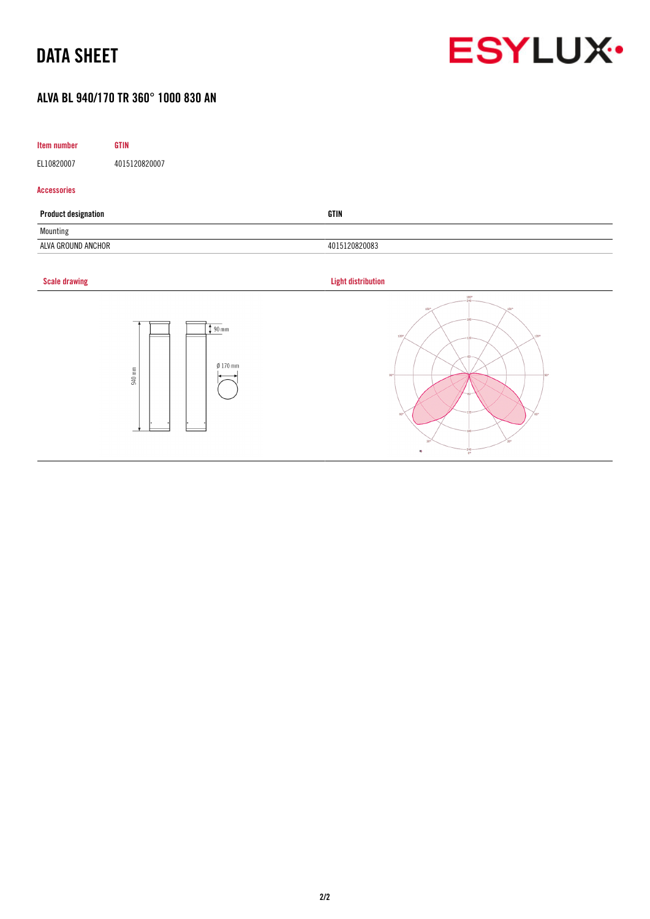# DATA SHEET

## ALVA BL 940/170 TR 360° 1000 830 AN

| Item number | GTIN |
|---|---|
| EL10820007 | 4015120820007 |

### Accessories

| Product designation | GTIN |
|---|---|
| Mounting | |
| ALVA GROUND ANCHOR | 4015120820083 |

### Scale drawing

90 mm

Ø 170 mm

940 mm

### Light distribution